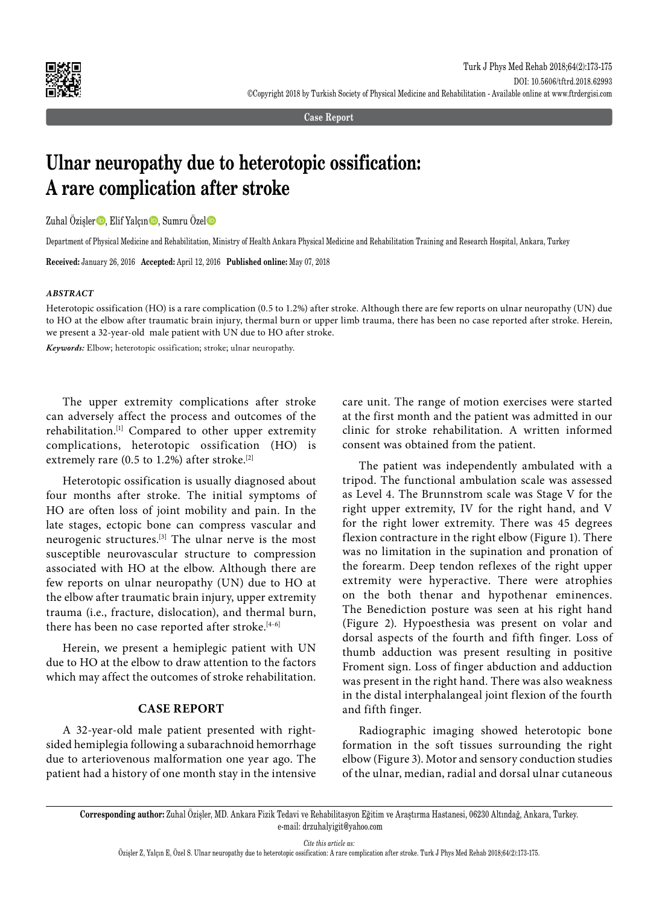Case Report

# Ulnar neuropathy due to heterotopic ossification: A rare complication after stroke

Zuhal Özişler, Elif Yalçın, Sumru Özel

Department of Physical Medicine and Rehabilitation, Ministry of Health Ankara Physical Medicine and Rehabilitation Training and Research Hospital, Ankara, Turkey

**Received:** January 26, 2016 **Accepted:** April 12, 2016 **Published online:** May 07, 2018

### *ABSTRACT*

Heterotopic ossification (HO) is a rare complication (0.5 to 1.2%) after stroke. Although there are few reports on ulnar neuropathy (UN) due to HO at the elbow after traumatic brain injury, thermal burn or upper limb trauma, there has been no case reported after stroke. Herein, we present a 32-year-old male patient with UN due to HO after stroke.

***Keywords:*** Elbow; heterotopic ossification; stroke; ulnar neuropathy.

The upper extremity complications after stroke can adversely affect the process and outcomes of the rehabilitation.[1] Compared to other upper extremity complications, heterotopic ossification (HO) is extremely rare (0.5 to 1.2%) after stroke.[2]

Heterotopic ossification is usually diagnosed about four months after stroke. The initial symptoms of HO are often loss of joint mobility and pain. In the late stages, ectopic bone can compress vascular and neurogenic structures.[3] The ulnar nerve is the most susceptible neurovascular structure to compression associated with HO at the elbow. Although there are few reports on ulnar neuropathy (UN) due to HO at the elbow after traumatic brain injury, upper extremity trauma (i.e., fracture, dislocation), and thermal burn, there has been no case reported after stroke.[4-6]

Herein, we present a hemiplegic patient with UN due to HO at the elbow to draw attention to the factors which may affect the outcomes of stroke rehabilitation.

## CASE REPORT

A 32-year-old male patient presented with right-sided hemiplegia following a subarachnoid hemorrhage due to arteriovenous malformation one year ago. The patient had a history of one month stay in the intensive care unit. The range of motion exercises were started at the first month and the patient was admitted in our clinic for stroke rehabilitation. A written informed consent was obtained from the patient.

The patient was independently ambulated with a tripod. The functional ambulation scale was assessed as Level 4. The Brunnstrom scale was Stage V for the right upper extremity, IV for the right hand, and V for the right lower extremity. There was 45 degrees flexion contracture in the right elbow (Figure 1). There was no limitation in the supination and pronation of the forearm. Deep tendon reflexes of the right upper extremity were hyperactive. There were atrophies on the both thenar and hypothenar eminences. The Benediction posture was seen at his right hand (Figure 2). Hypoesthesia was present on volar and dorsal aspects of the fourth and fifth finger. Loss of thumb adduction was present resulting in positive Froment sign. Loss of finger abduction and adduction was present in the right hand. There was also weakness in the distal interphalangeal joint flexion of the fourth and fifth finger.

Radiographic imaging showed heterotopic bone formation in the soft tissues surrounding the right elbow (Figure 3). Motor and sensory conduction studies of the ulnar, median, radial and dorsal ulnar cutaneous

**Corresponding author:** Zuhal Özişler, MD. Ankara Fizik Tedavi ve Rehabilitasyon Eğitim ve Araştırma Hastanesi, 06230 Altındağ, Ankara, Turkey.
e-mail: drzuhalyigit@yahoo.com

*Cite this article as:*
Özişler Z, Yalçın E, Özel S. Ulnar neuropathy due to heterotopic ossification: A rare complication after stroke. Turk J Phys Med Rehab 2018;64(2):173-175.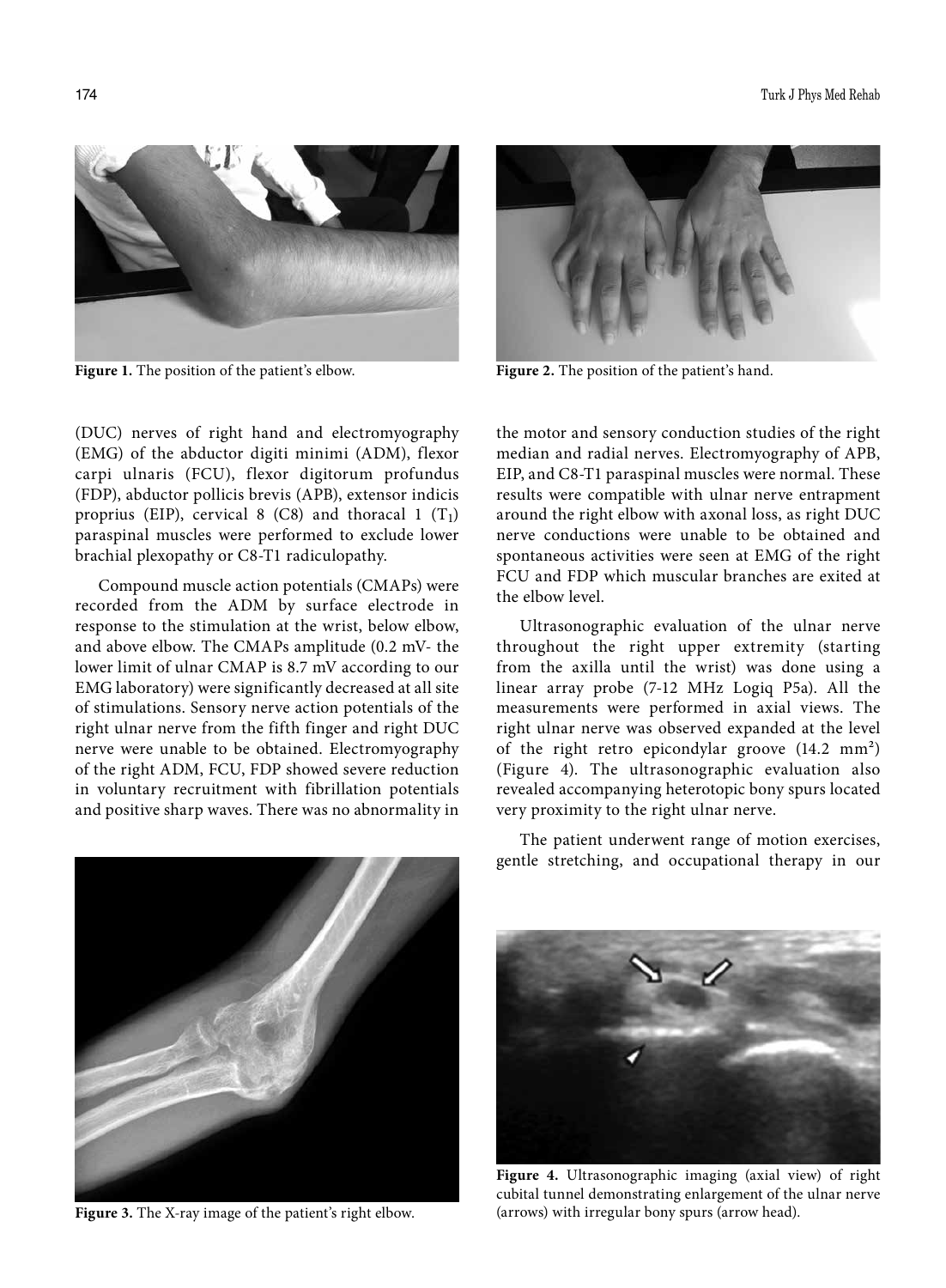Figure 1. The position of the patient's elbow.

Figure 2. The position of the patient's hand.

(DUC) nerves of right hand and electromyography (EMG) of the abductor digiti minimi (ADM), flexor carpi ulnaris (FCU), flexor digitorum profundus (FDP), abductor pollicis brevis (APB), extensor indicis proprius (EIP), cervical 8 (C8) and thoracal 1 ($T_1$) paraspinal muscles were performed to exclude lower brachial plexopathy or C8-T1 radiculopathy.

Compound muscle action potentials (CMAPs) were recorded from the ADM by surface electrode in response to the stimulation at the wrist, below elbow, and above elbow. The CMAPs amplitude (0.2 mV- the lower limit of ulnar CMAP is 8.7 mV according to our EMG laboratory) were significantly decreased at all site of stimulations. Sensory nerve action potentials of the right ulnar nerve from the fifth finger and right DUC nerve were unable to be obtained. Electromyography of the right ADM, FCU, FDP showed severe reduction in voluntary recruitment with fibrillation potentials and positive sharp waves. There was no abnormality in the motor and sensory conduction studies of the right median and radial nerves. Electromyography of APB, EIP, and C8-T1 paraspinal muscles were normal. These results were compatible with ulnar nerve entrapment around the right elbow with axonal loss, as right DUC nerve conductions were unable to be obtained and spontaneous activities were seen at EMG of the right FCU and FDP which muscular branches are exited at the elbow level.

Ultrasonographic evaluation of the ulnar nerve throughout the right upper extremity (starting from the axilla until the wrist) was done using a linear array probe (7-12 MHz Logiq P5a). All the measurements were performed in axial views. The right ulnar nerve was observed expanded at the level of the right retro epicondylar groove (14.2 $mm^2$) (Figure 4). The ultrasonographic evaluation also revealed accompanying heterotopic bony spurs located very proximity to the right ulnar nerve.

The patient underwent range of motion exercises, gentle stretching, and occupational therapy in our

Figure 3. The X-ray image of the patient's right elbow.

Figure 4. Ultrasonographic imaging (axial view) of right cubital tunnel demonstrating enlargement of the ulnar nerve (arrows) with irregular bony spurs (arrow head).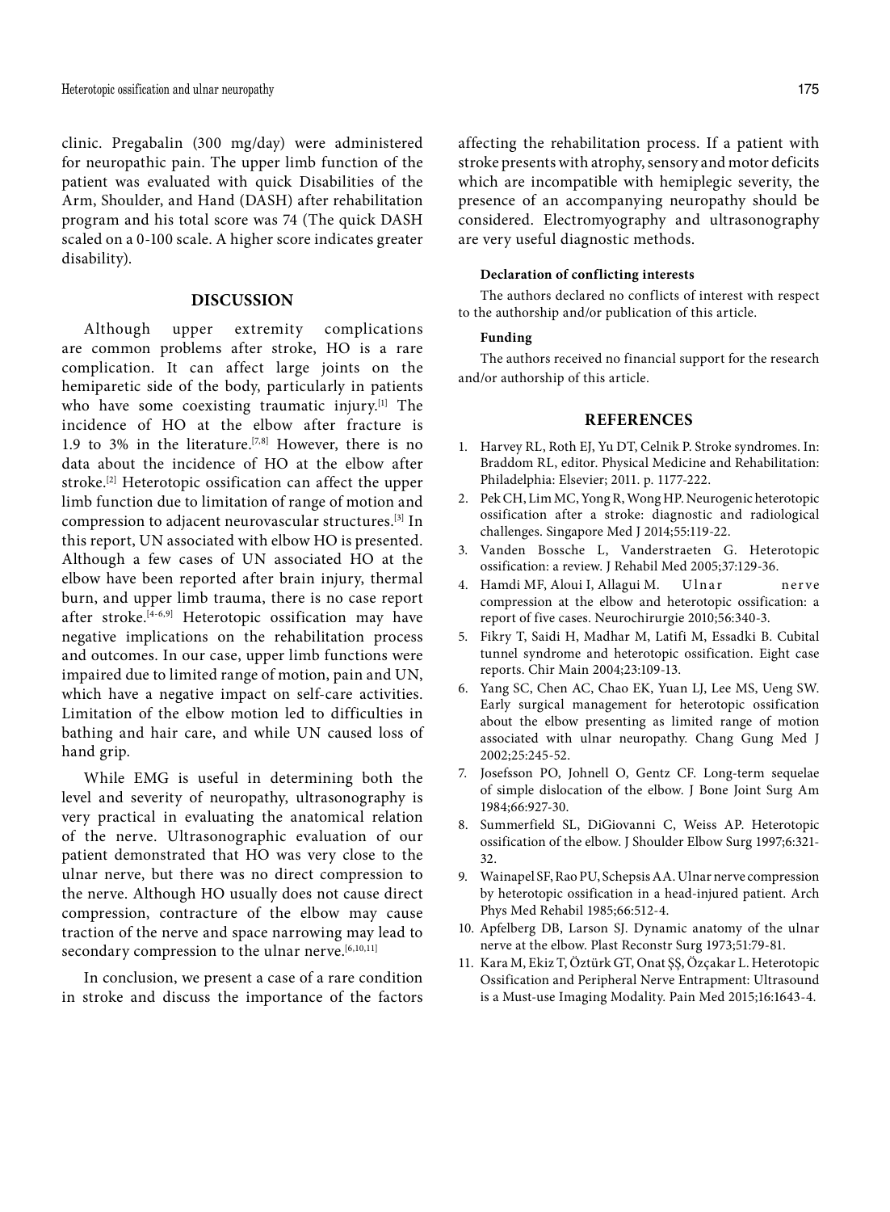clinic. Pregabalin (300 mg/day) were administered for neuropathic pain. The upper limb function of the patient was evaluated with quick Disabilities of the Arm, Shoulder, and Hand (DASH) after rehabilitation program and his total score was 74 (The quick DASH scaled on a 0-100 scale. A higher score indicates greater disability).

## DISCUSSION

Although upper extremity complications are common problems after stroke, HO is a rare complication. It can affect large joints on the hemiparetic side of the body, particularly in patients who have some coexisting traumatic injury.[1] The incidence of HO at the elbow after fracture is 1.9 to 3% in the literature.[7,8] However, there is no data about the incidence of HO at the elbow after stroke.[2] Heterotopic ossification can affect the upper limb function due to limitation of range of motion and compression to adjacent neurovascular structures.[3] In this report, UN associated with elbow HO is presented. Although a few cases of UN associated HO at the elbow have been reported after brain injury, thermal burn, and upper limb trauma, there is no case report after stroke.[4-6,9] Heterotopic ossification may have negative implications on the rehabilitation process and outcomes. In our case, upper limb functions were impaired due to limited range of motion, pain and UN, which have a negative impact on self-care activities. Limitation of the elbow motion led to difficulties in bathing and hair care, and while UN caused loss of hand grip.

While EMG is useful in determining both the level and severity of neuropathy, ultrasonography is very practical in evaluating the anatomical relation of the nerve. Ultrasonographic evaluation of our patient demonstrated that HO was very close to the ulnar nerve, but there was no direct compression to the nerve. Although HO usually does not cause direct compression, contracture of the elbow may cause traction of the nerve and space narrowing may lead to secondary compression to the ulnar nerve.[6,10,11]

In conclusion, we present a case of a rare condition in stroke and discuss the importance of the factors affecting the rehabilitation process. If a patient with stroke presents with atrophy, sensory and motor deficits which are incompatible with hemiplegic severity, the presence of an accompanying neuropathy should be considered. Electromyography and ultrasonography are very useful diagnostic methods.

#### Declaration of conflicting interests

The authors declared no conflicts of interest with respect to the authorship and/or publication of this article.

#### Funding

The authors received no financial support for the research and/or authorship of this article.

## REFERENCES

1. Harvey RL, Roth EJ, Yu DT, Celnik P. Stroke syndromes. In: Braddom RL, editor. Physical Medicine and Rehabilitation: Philadelphia: Elsevier; 2011. p. 1177-222.
2. Pek CH, Lim MC, Yong R, Wong HP. Neurogenic heterotopic ossification after a stroke: diagnostic and radiological challenges. Singapore Med J 2014;55:119-22.
3. Vanden Bossche L, Vanderstraeten G. Heterotopic ossification: a review. J Rehabil Med 2005;37:129-36.
4. Hamdi MF, Aloui I, Allagui M. Ulnar nerve compression at the elbow and heterotopic ossification: a report of five cases. Neurochirurgie 2010;56:340-3.
5. Fikry T, Saidi H, Madhar M, Latifi M, Essadki B. Cubital tunnel syndrome and heterotopic ossification. Eight case reports. Chir Main 2004;23:109-13.
6. Yang SC, Chen AC, Chao EK, Yuan LJ, Lee MS, Ueng SW. Early surgical management for heterotopic ossification about the elbow presenting as limited range of motion associated with ulnar neuropathy. Chang Gung Med J 2002;25:245-52.
7. Josefsson PO, Johnell O, Gentz CF. Long-term sequelae of simple dislocation of the elbow. J Bone Joint Surg Am 1984;66:927-30.
8. Summerfield SL, DiGiovanni C, Weiss AP. Heterotopic ossification of the elbow. J Shoulder Elbow Surg 1997;6:321-32.
9. Wainapel SF, Rao PU, Schepsis AA. Ulnar nerve compression by heterotopic ossification in a head-injured patient. Arch Phys Med Rehabil 1985;66:512-4.
10. Apfelberg DB, Larson SJ. Dynamic anatomy of the ulnar nerve at the elbow. Plast Reconstr Surg 1973;51:79-81.
11. Kara M, Ekiz T, Öztürk GT, Onat ŞŞ, Özçakar L. Heterotopic Ossification and Peripheral Nerve Entrapment: Ultrasound is a Must-use Imaging Modality. Pain Med 2015;16:1643-4.